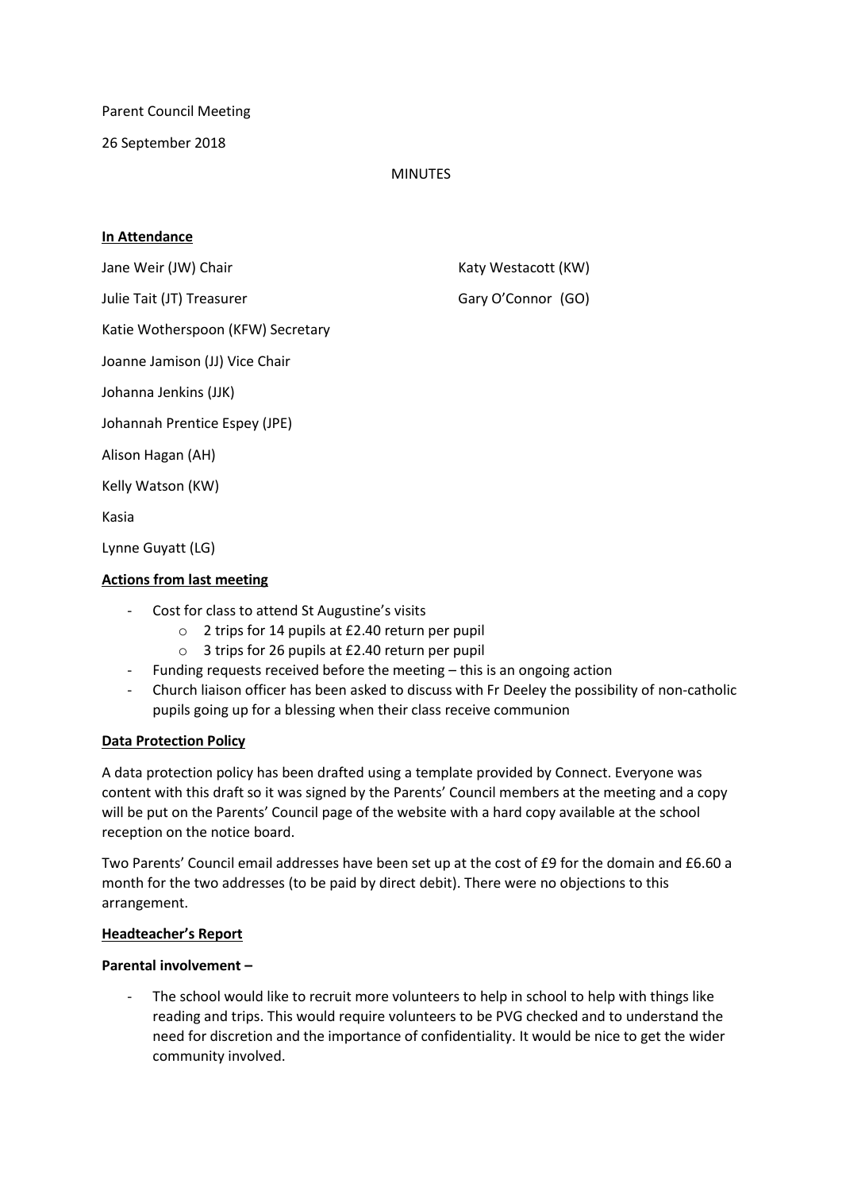Parent Council Meeting

26 September 2018

MINUTES

**In Attendance**

Jane Weir (JW) Chair

Julie Tait (JT) Treasurer

Katie Wotherspoon (KFW) Secretary

Joanne Jamison (JJ) Vice Chair

Johanna Jenkins (JJK)

Johannah Prentice Espey (JPE)

Alison Hagan (AH)

Kelly Watson (KW)

Kasia

Lynne Guyatt (LG)

Katy Westacott (KW)

Gary O'Connor (GO)

**Actions from last meeting**

- Cost for class to attend St Augustine's visits
    - 2 trips for 14 pupils at £2.40 return per pupil
    - 3 trips for 26 pupils at £2.40 return per pupil
- Funding requests received before the meeting – this is an ongoing action
- Church liaison officer has been asked to discuss with Fr Deeley the possibility of non-catholic pupils going up for a blessing when their class receive communion

**Data Protection Policy**

A data protection policy has been drafted using a template provided by Connect. Everyone was content with this draft so it was signed by the Parents' Council members at the meeting and a copy will be put on the Parents' Council page of the website with a hard copy available at the school reception on the notice board.

Two Parents' Council email addresses have been set up at the cost of £9 for the domain and £6.60 a month for the two addresses (to be paid by direct debit). There were no objections to this arrangement.

**Headteacher's Report**

**Parental involvement –**

- The school would like to recruit more volunteers to help in school to help with things like reading and trips. This would require volunteers to be PVG checked and to understand the need for discretion and the importance of confidentiality. It would be nice to get the wider community involved.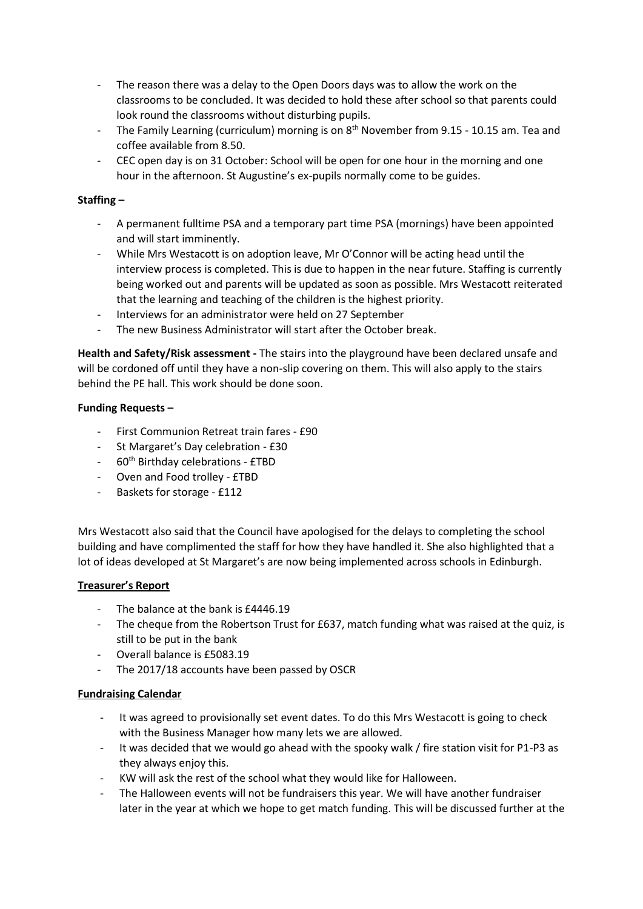- The reason there was a delay to the Open Doors days was to allow the work on the classrooms to be concluded. It was decided to hold these after school so that parents could look round the classrooms without disturbing pupils.
- The Family Learning (curriculum) morning is on 8th November from 9.15 - 10.15 am. Tea and coffee available from 8.50.
- CEC open day is on 31 October: School will be open for one hour in the morning and one hour in the afternoon. St Augustine's ex-pupils normally come to be guides.

**Staffing –**

- A permanent fulltime PSA and a temporary part time PSA (mornings) have been appointed and will start imminently.
- While Mrs Westacott is on adoption leave, Mr O'Connor will be acting head until the interview process is completed. This is due to happen in the near future. Staffing is currently being worked out and parents will be updated as soon as possible. Mrs Westacott reiterated that the learning and teaching of the children is the highest priority.
- Interviews for an administrator were held on 27 September
- The new Business Administrator will start after the October break.

**Health and Safety/Risk assessment -** The stairs into the playground have been declared unsafe and will be cordoned off until they have a non-slip covering on them. This will also apply to the stairs behind the PE hall. This work should be done soon.

**Funding Requests –**

- First Communion Retreat train fares - £90
- St Margaret's Day celebration - £30
- 60th Birthday celebrations - £TBD
- Oven and Food trolley - £TBD
- Baskets for storage - £112

Mrs Westacott also said that the Council have apologised for the delays to completing the school building and have complimented the staff for how they have handled it. She also highlighted that a lot of ideas developed at St Margaret's are now being implemented across schools in Edinburgh.

**Treasurer's Report**

- The balance at the bank is £4446.19
- The cheque from the Robertson Trust for £637, match funding what was raised at the quiz, is still to be put in the bank
- Overall balance is £5083.19
- The 2017/18 accounts have been passed by OSCR

**Fundraising Calendar**

- It was agreed to provisionally set event dates. To do this Mrs Westacott is going to check with the Business Manager how many lets we are allowed.
- It was decided that we would go ahead with the spooky walk / fire station visit for P1-P3 as they always enjoy this.
- KW will ask the rest of the school what they would like for Halloween.
- The Halloween events will not be fundraisers this year. We will have another fundraiser later in the year at which we hope to get match funding. This will be discussed further at the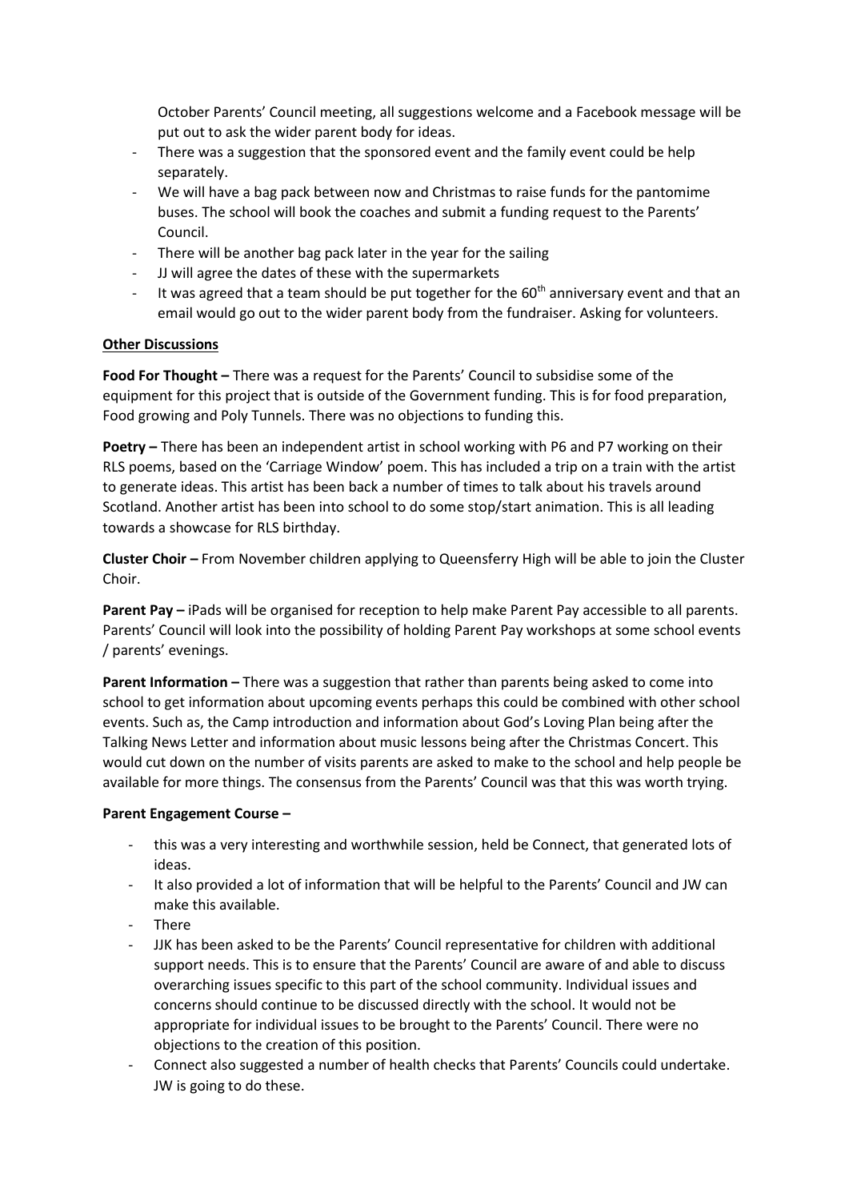October Parents' Council meeting, all suggestions welcome and a Facebook message will be put out to ask the wider parent body for ideas.

- There was a suggestion that the sponsored event and the family event could be help separately.
- We will have a bag pack between now and Christmas to raise funds for the pantomime buses. The school will book the coaches and submit a funding request to the Parents' Council.
- There will be another bag pack later in the year for the sailing
- JJ will agree the dates of these with the supermarkets
- It was agreed that a team should be put together for the 60th anniversary event and that an email would go out to the wider parent body from the fundraiser. Asking for volunteers.

**Other Discussions**

**Food For Thought –** There was a request for the Parents' Council to subsidise some of the equipment for this project that is outside of the Government funding. This is for food preparation, Food growing and Poly Tunnels. There was no objections to funding this.

**Poetry –** There has been an independent artist in school working with P6 and P7 working on their RLS poems, based on the 'Carriage Window' poem. This has included a trip on a train with the artist to generate ideas. This artist has been back a number of times to talk about his travels around Scotland. Another artist has been into school to do some stop/start animation. This is all leading towards a showcase for RLS birthday.

**Cluster Choir –** From November children applying to Queensferry High will be able to join the Cluster Choir.

**Parent Pay –** iPads will be organised for reception to help make Parent Pay accessible to all parents. Parents' Council will look into the possibility of holding Parent Pay workshops at some school events / parents' evenings.

**Parent Information –** There was a suggestion that rather than parents being asked to come into school to get information about upcoming events perhaps this could be combined with other school events. Such as, the Camp introduction and information about God's Loving Plan being after the Talking News Letter and information about music lessons being after the Christmas Concert. This would cut down on the number of visits parents are asked to make to the school and help people be available for more things. The consensus from the Parents' Council was that this was worth trying.

**Parent Engagement Course –**

- this was a very interesting and worthwhile session, held be Connect, that generated lots of ideas.
- It also provided a lot of information that will be helpful to the Parents' Council and JW can make this available.
- There
- JJK has been asked to be the Parents' Council representative for children with additional support needs. This is to ensure that the Parents' Council are aware of and able to discuss overarching issues specific to this part of the school community. Individual issues and concerns should continue to be discussed directly with the school. It would not be appropriate for individual issues to be brought to the Parents' Council. There were no objections to the creation of this position.
- Connect also suggested a number of health checks that Parents' Councils could undertake. JW is going to do these.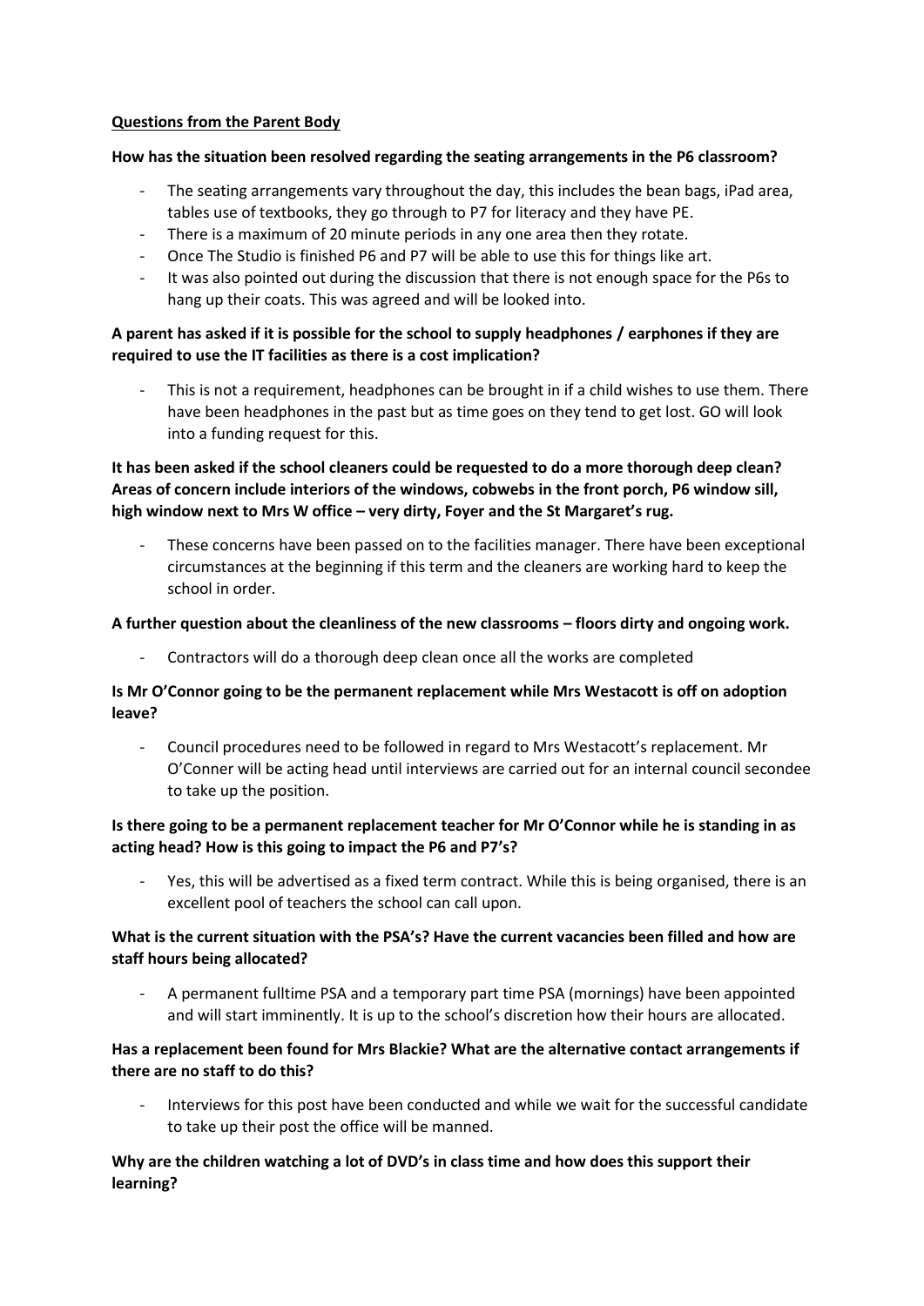**Questions from the Parent Body**

**How has the situation been resolved regarding the seating arrangements in the P6 classroom?**

- The seating arrangements vary throughout the day, this includes the bean bags, iPad area, tables use of textbooks, they go through to P7 for literacy and they have PE.
- There is a maximum of 20 minute periods in any one area then they rotate.
- Once The Studio is finished P6 and P7 will be able to use this for things like art.
- It was also pointed out during the discussion that there is not enough space for the P6s to hang up their coats. This was agreed and will be looked into.

**A parent has asked if it is possible for the school to supply headphones / earphones if they are required to use the IT facilities as there is a cost implication?**

- This is not a requirement, headphones can be brought in if a child wishes to use them. There have been headphones in the past but as time goes on they tend to get lost. GO will look into a funding request for this.

**It has been asked if the school cleaners could be requested to do a more thorough deep clean? Areas of concern include interiors of the windows, cobwebs in the front porch, P6 window sill, high window next to Mrs W office – very dirty, Foyer and the St Margaret's rug.**

- These concerns have been passed on to the facilities manager. There have been exceptional circumstances at the beginning if this term and the cleaners are working hard to keep the school in order.

**A further question about the cleanliness of the new classrooms – floors dirty and ongoing work.**

- Contractors will do a thorough deep clean once all the works are completed

**Is Mr O'Connor going to be the permanent replacement while Mrs Westacott is off on adoption leave?**

- Council procedures need to be followed in regard to Mrs Westacott's replacement. Mr O'Conner will be acting head until interviews are carried out for an internal council secondee to take up the position.

**Is there going to be a permanent replacement teacher for Mr O'Connor while he is standing in as acting head? How is this going to impact the P6 and P7's?**

- Yes, this will be advertised as a fixed term contract. While this is being organised, there is an excellent pool of teachers the school can call upon.

**What is the current situation with the PSA's? Have the current vacancies been filled and how are staff hours being allocated?**

- A permanent fulltime PSA and a temporary part time PSA (mornings) have been appointed and will start imminently. It is up to the school's discretion how their hours are allocated.

**Has a replacement been found for Mrs Blackie? What are the alternative contact arrangements if there are no staff to do this?**

- Interviews for this post have been conducted and while we wait for the successful candidate to take up their post the office will be manned.

**Why are the children watching a lot of DVD's in class time and how does this support their learning?**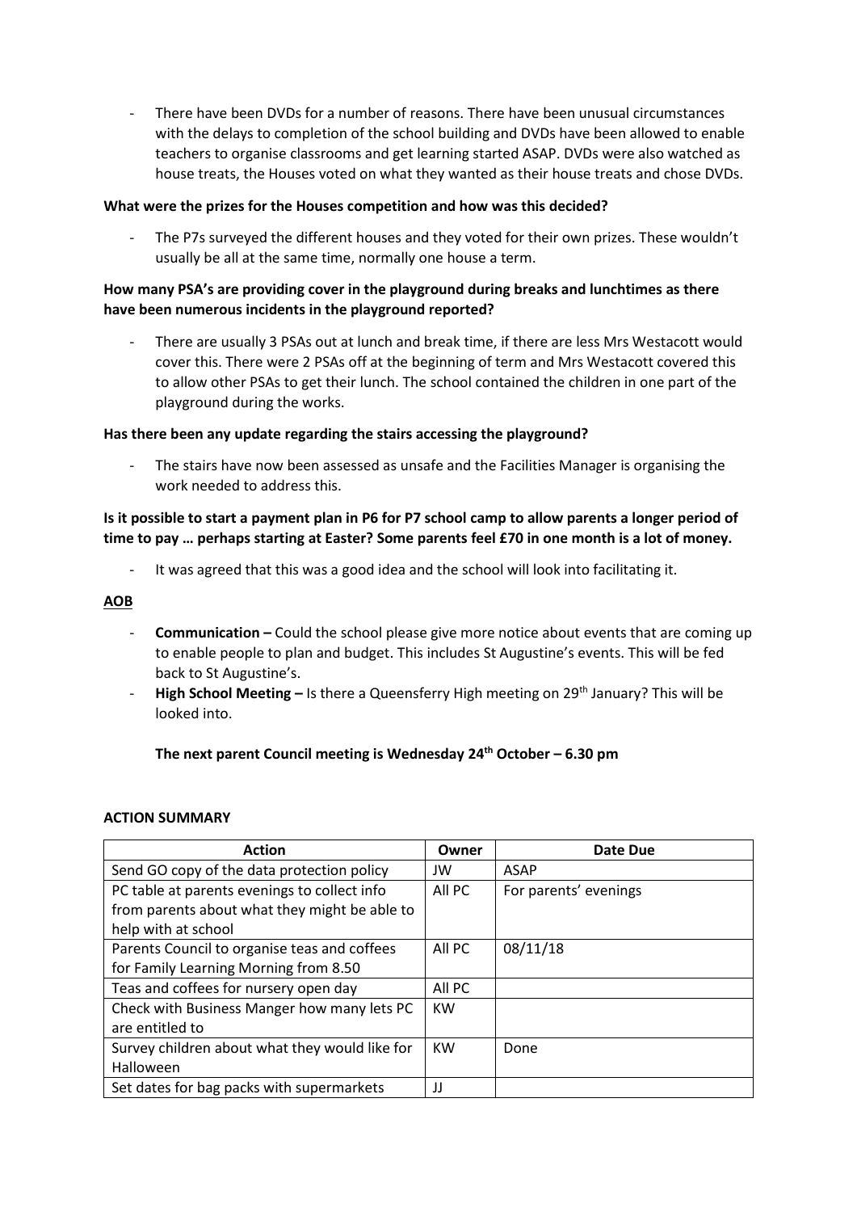- There have been DVDs for a number of reasons. There have been unusual circumstances with the delays to completion of the school building and DVDs have been allowed to enable teachers to organise classrooms and get learning started ASAP. DVDs were also watched as house treats, the Houses voted on what they wanted as their house treats and chose DVDs.

**What were the prizes for the Houses competition and how was this decided?**

- The P7s surveyed the different houses and they voted for their own prizes. These wouldn't usually be all at the same time, normally one house a term.

**How many PSA's are providing cover in the playground during breaks and lunchtimes as there have been numerous incidents in the playground reported?**

- There are usually 3 PSAs out at lunch and break time, if there are less Mrs Westacott would cover this. There were 2 PSAs off at the beginning of term and Mrs Westacott covered this to allow other PSAs to get their lunch. The school contained the children in one part of the playground during the works.

**Has there been any update regarding the stairs accessing the playground?**

- The stairs have now been assessed as unsafe and the Facilities Manager is organising the work needed to address this.

**Is it possible to start a payment plan in P6 for P7 school camp to allow parents a longer period of time to pay … perhaps starting at Easter? Some parents feel £70 in one month is a lot of money.**

- It was agreed that this was a good idea and the school will look into facilitating it.

**AOB**

- **Communication –** Could the school please give more notice about events that are coming up to enable people to plan and budget. This includes St Augustine's events. This will be fed back to St Augustine's.
- **High School Meeting –** Is there a Queensferry High meeting on 29th January? This will be looked into.

**The next parent Council meeting is Wednesday 24th October – 6.30 pm**

**ACTION SUMMARY**

| Action | Owner | Date Due |
|---|---|---|
| Send GO copy of the data protection policy | JW | ASAP |
| PC table at parents evenings to collect info from parents about what they might be able to help with at school | All PC | For parents' evenings |
| Parents Council to organise teas and coffees for Family Learning Morning from 8.50 | All PC | 08/11/18 |
| Teas and coffees for nursery open day | All PC | |
| Check with Business Manger how many lets PC are entitled to | KW | |
| Survey children about what they would like for Halloween | KW | Done |
| Set dates for bag packs with supermarkets | JJ | |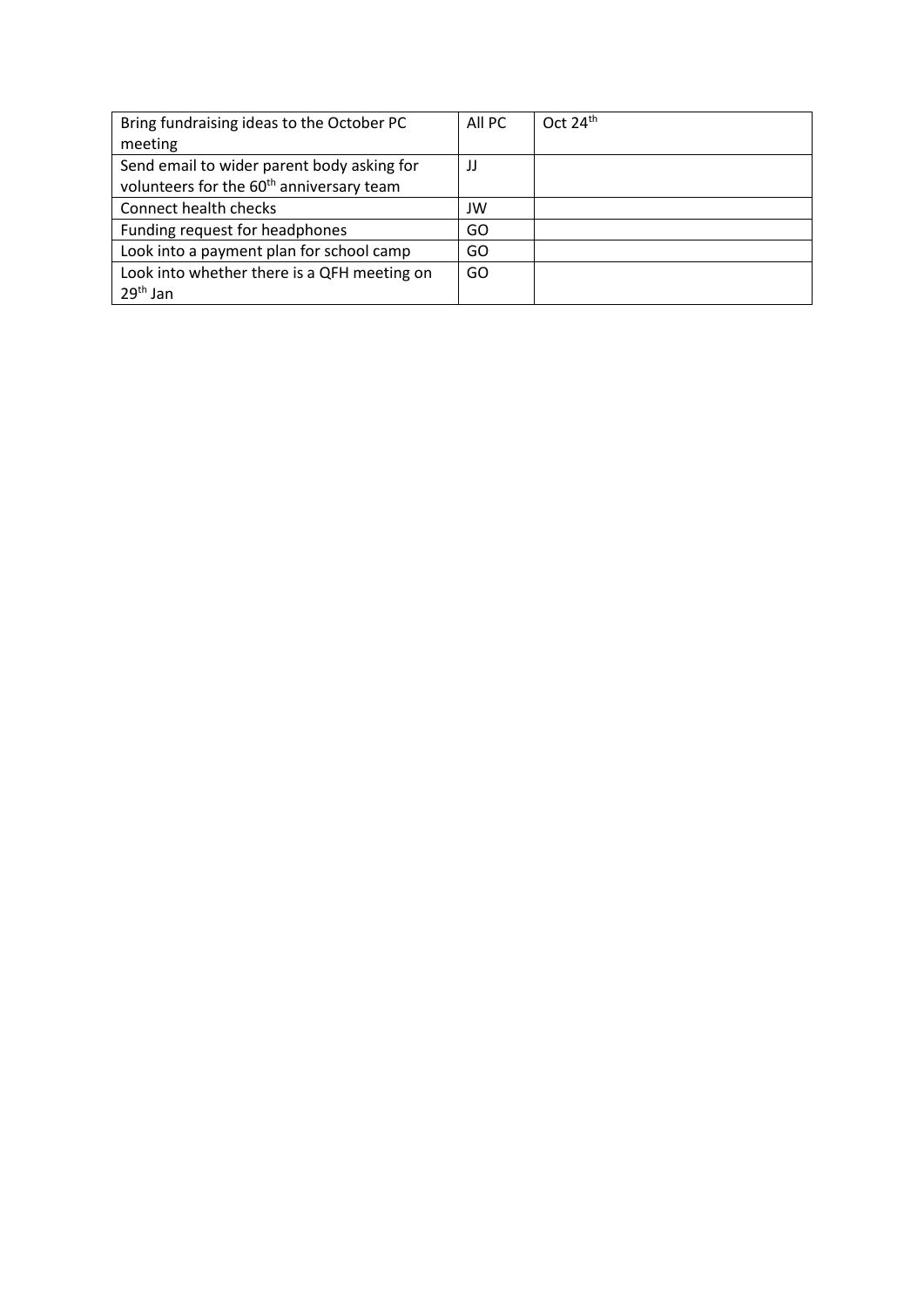| | | |
|---|---|---|
| Bring fundraising ideas to the October PC meeting | All PC | Oct 24th |
| Send email to wider parent body asking for volunteers for the 60th anniversary team | JJ | |
| Connect health checks | JW | |
| Funding request for headphones | GO | |
| Look into a payment plan for school camp | GO | |
| Look into whether there is a QFH meeting on 29th Jan | GO | |